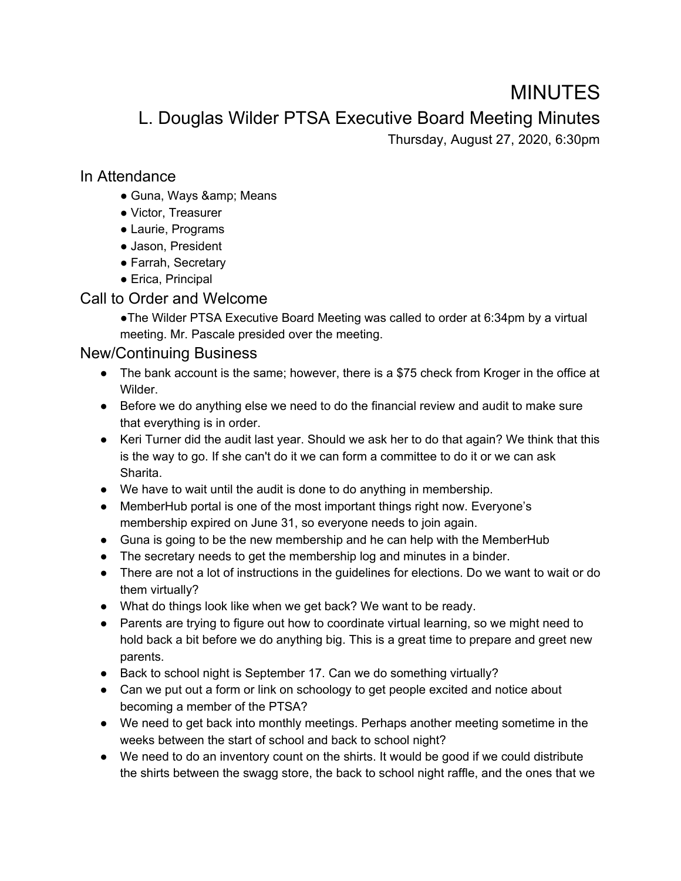# MINUTES

## L. Douglas Wilder PTSA Executive Board Meeting Minutes

Thursday, August 27, 2020, 6:30pm

## In Attendance

- Guna, Ways &amp; Means
- Victor, Treasurer
- Laurie, Programs
- Jason, President
- Farrah, Secretary
- Erica, Principal

## Call to Order and Welcome

●The Wilder PTSA Executive Board Meeting was called to order at 6:34pm by a virtual meeting. Mr. Pascale presided over the meeting.

## New/Continuing Business

- The bank account is the same; however, there is a $75 check from Kroger in the office at Wilder.
- Before we do anything else we need to do the financial review and audit to make sure that everything is in order.
- Keri Turner did the audit last year. Should we ask her to do that again? We think that this is the way to go. If she can't do it we can form a committee to do it or we can ask Sharita.
- We have to wait until the audit is done to do anything in membership.
- MemberHub portal is one of the most important things right now. Everyone's membership expired on June 31, so everyone needs to join again.
- Guna is going to be the new membership and he can help with the MemberHub
- The secretary needs to get the membership log and minutes in a binder.
- There are not a lot of instructions in the guidelines for elections. Do we want to wait or do them virtually?
- What do things look like when we get back? We want to be ready.
- Parents are trying to figure out how to coordinate virtual learning, so we might need to hold back a bit before we do anything big. This is a great time to prepare and greet new parents.
- Back to school night is September 17. Can we do something virtually?
- Can we put out a form or link on schoology to get people excited and notice about becoming a member of the PTSA?
- We need to get back into monthly meetings. Perhaps another meeting sometime in the weeks between the start of school and back to school night?
- We need to do an inventory count on the shirts. It would be good if we could distribute the shirts between the swagg store, the back to school night raffle, and the ones that we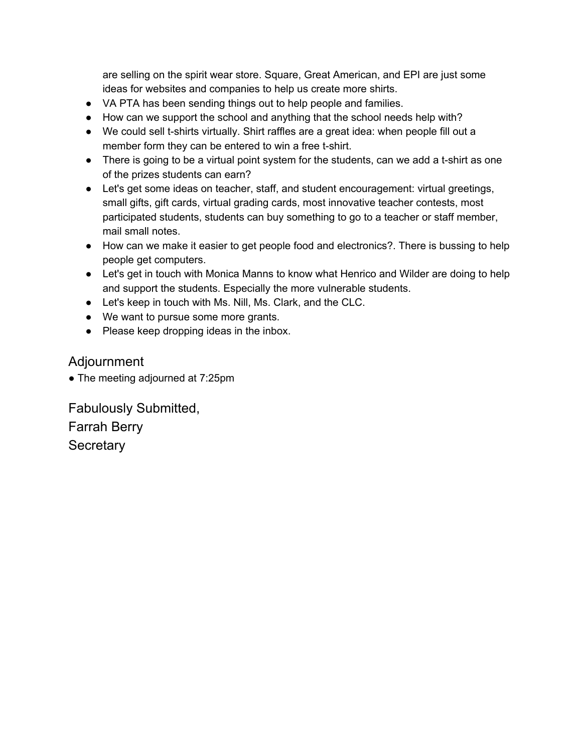are selling on the spirit wear store. Square, Great American, and EPI are just some ideas for websites and companies to help us create more shirts.

- VA PTA has been sending things out to help people and families.
- How can we support the school and anything that the school needs help with?
- We could sell t-shirts virtually. Shirt raffles are a great idea: when people fill out a member form they can be entered to win a free t-shirt.
- There is going to be a virtual point system for the students, can we add a t-shirt as one of the prizes students can earn?
- Let's get some ideas on teacher, staff, and student encouragement: virtual greetings, small gifts, gift cards, virtual grading cards, most innovative teacher contests, most participated students, students can buy something to go to a teacher or staff member, mail small notes.
- How can we make it easier to get people food and electronics?. There is bussing to help people get computers.
- Let's get in touch with Monica Manns to know what Henrico and Wilder are doing to help and support the students. Especially the more vulnerable students.
- Let's keep in touch with Ms. Nill, Ms. Clark, and the CLC.
- We want to pursue some more grants.
- Please keep dropping ideas in the inbox.

## Adjournment

- The meeting adjourned at 7:25pm

Fabulously Submitted,
Farrah Berry
Secretary